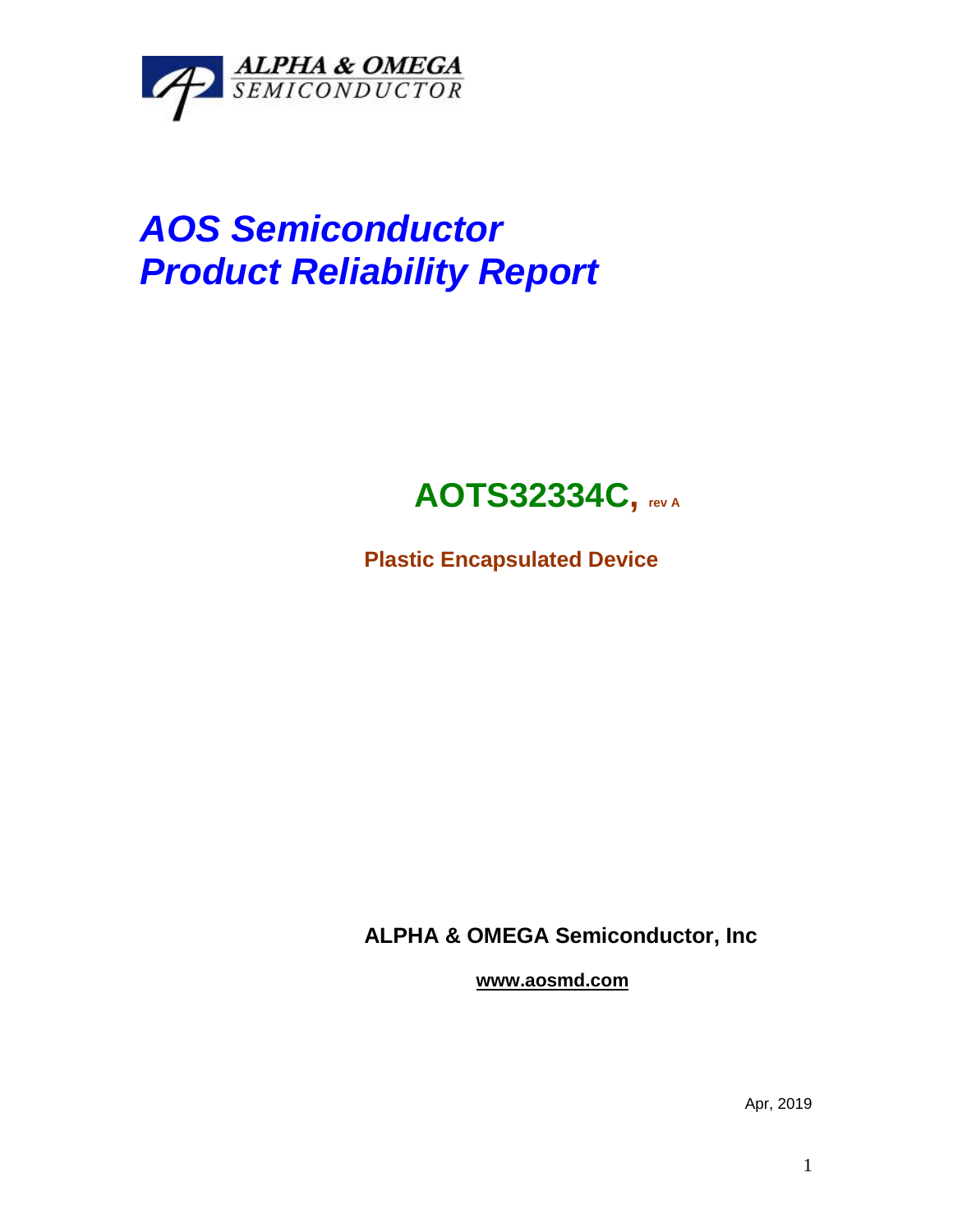ALPHA & OMEGA
SEMICONDUCTOR

# *AOS Semiconductor*
# *Product Reliability Report*

## **AOTS32334C,** rev A

**Plastic Encapsulated Device**

**ALPHA & OMEGA Semiconductor, Inc**

**www.aosmd.com**

Apr, 2019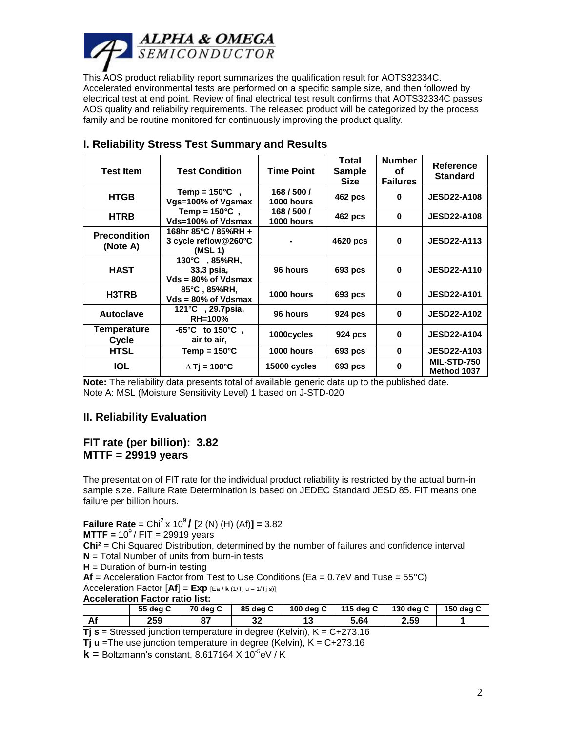This AOS product reliability report summarizes the qualification result for AOTS32334C. Accelerated environmental tests are performed on a specific sample size, and then followed by electrical test at end point. Review of final electrical test result confirms that AOTS32334C passes AOS quality and reliability requirements. The released product will be categorized by the process family and be routine monitored for continuously improving the product quality.

## I. Reliability Stress Test Summary and Results

| Test Item | Test Condition | Time Point | Total Sample Size | Number of Failures | Reference Standard |
|---|---|---|---|---|---|
| HTGB | Temp = 150°C , Vgs=100% of Vgsmax | 168 / 500 / 1000 hours | 462 pcs | 0 | JESD22-A108 |
| HTRB | Temp = 150°C , Vds=100% of Vdsmax | 168 / 500 / 1000 hours | 462 pcs | 0 | JESD22-A108 |
| Precondition (Note A) | 168hr 85°C / 85%RH + 3 cycle reflow@260°C (MSL 1) | - | 4620 pcs | 0 | JESD22-A113 |
| HAST | 130°C , 85%RH, 33.3 psia, Vds = 80% of Vdsmax | 96 hours | 693 pcs | 0 | JESD22-A110 |
| H3TRB | 85°C , 85%RH, Vds = 80% of Vdsmax | 1000 hours | 693 pcs | 0 | JESD22-A101 |
| Autoclave | 121°C , 29.7psia, RH=100% | 96 hours | 924 pcs | 0 | JESD22-A102 |
| Temperature Cycle | -65°C to 150°C , air to air, | 1000cycles | 924 pcs | 0 | JESD22-A104 |
| HTSL | Temp = 150°C | 1000 hours | 693 pcs | 0 | JESD22-A103 |
| IOL | $\Delta$ Tj = 100°C | 15000 cycles | 693 pcs | 0 | MIL-STD-750 Method 1037 |

**Note:** The reliability data presents total of available generic data up to the published date.
Note A: MSL (Moisture Sensitivity Level) 1 based on J-STD-020

## II. Reliability Evaluation

### FIT rate (per billion): 3.82
### MTTF = 29919 years

The presentation of FIT rate for the individual product reliability is restricted by the actual burn-in sample size. Failure Rate Determination is based on JEDEC Standard JESD 85. FIT means one failure per billion hours.

**Failure Rate** = $\text{Chi}^2 \times 10^9$ **/ [**2 (N) (H) (Af)**] =** 3.82

**MTTF =** $10^9$ / FIT = 29919 years

**Chi²** = Chi Squared Distribution, determined by the number of failures and confidence interval

**N** = Total Number of units from burn-in tests

**H** = Duration of burn-in testing

**Af** = Acceleration Factor from Test to Use Conditions (Ea = 0.7eV and Tuse = 55°C)

Acceleration Factor [**Af**] = **Exp** [Ea / **k** (1/Tj u – 1/Tj s)]

**Acceleration Factor ratio list:**

| | 55 deg C | 70 deg C | 85 deg C | 100 deg C | 115 deg C | 130 deg C | 150 deg C |
|---|---|---|---|---|---|---|---|
| Af | 259 | 87 | 32 | 13 | 5.64 | 2.59 | 1 |

**Tj s** = Stressed junction temperature in degree (Kelvin), K = C+273.16

**Tj u** =The use junction temperature in degree (Kelvin), K = C+273.16

**k** = Boltzmann's constant, $8.617164 \times 10^{-5}$eV / K